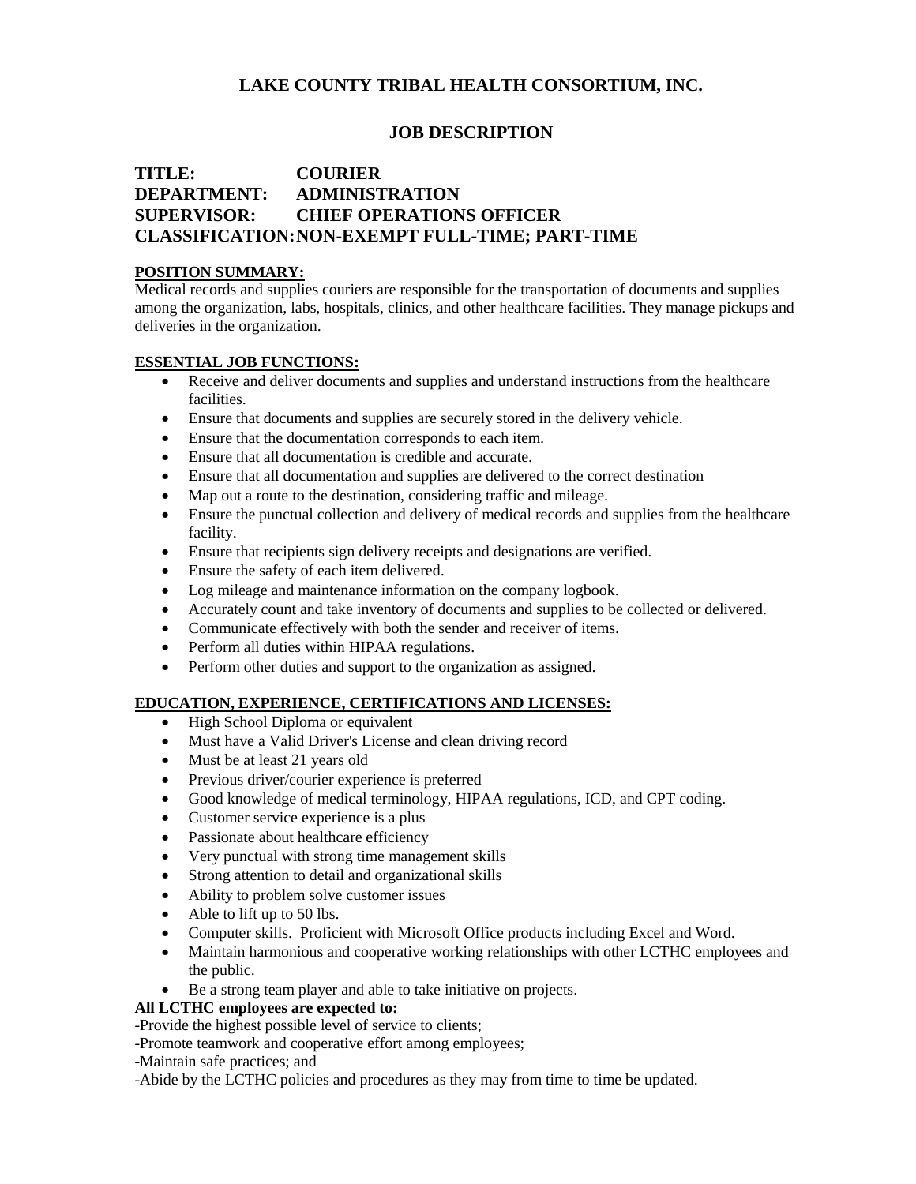# LAKE COUNTY TRIBAL HEALTH CONSORTIUM, INC.

## JOB DESCRIPTION

**TITLE:** COURIER
**DEPARTMENT:** ADMINISTRATION
**SUPERVISOR:** CHIEF OPERATIONS OFFICER
**CLASSIFICATION:** NON-EXEMPT FULL-TIME; PART-TIME

**POSITION SUMMARY:**

Medical records and supplies couriers are responsible for the transportation of documents and supplies among the organization, labs, hospitals, clinics, and other healthcare facilities. They manage pickups and deliveries in the organization.

**ESSENTIAL JOB FUNCTIONS:**

- Receive and deliver documents and supplies and understand instructions from the healthcare facilities.
- Ensure that documents and supplies are securely stored in the delivery vehicle.
- Ensure that the documentation corresponds to each item.
- Ensure that all documentation is credible and accurate.
- Ensure that all documentation and supplies are delivered to the correct destination
- Map out a route to the destination, considering traffic and mileage.
- Ensure the punctual collection and delivery of medical records and supplies from the healthcare facility.
- Ensure that recipients sign delivery receipts and designations are verified.
- Ensure the safety of each item delivered.
- Log mileage and maintenance information on the company logbook.
- Accurately count and take inventory of documents and supplies to be collected or delivered.
- Communicate effectively with both the sender and receiver of items.
- Perform all duties within HIPAA regulations.
- Perform other duties and support to the organization as assigned.

**EDUCATION, EXPERIENCE, CERTIFICATIONS AND LICENSES:**

- High School Diploma or equivalent
- Must have a Valid Driver's License and clean driving record
- Must be at least 21 years old
- Previous driver/courier experience is preferred
- Good knowledge of medical terminology, HIPAA regulations, ICD, and CPT coding.
- Customer service experience is a plus
- Passionate about healthcare efficiency
- Very punctual with strong time management skills
- Strong attention to detail and organizational skills
- Ability to problem solve customer issues
- Able to lift up to 50 lbs.
- Computer skills. Proficient with Microsoft Office products including Excel and Word.
- Maintain harmonious and cooperative working relationships with other LCTHC employees and the public.
- Be a strong team player and able to take initiative on projects.

**All LCTHC employees are expected to:**

-Provide the highest possible level of service to clients;
-Promote teamwork and cooperative effort among employees;
-Maintain safe practices; and
-Abide by the LCTHC policies and procedures as they may from time to time be updated.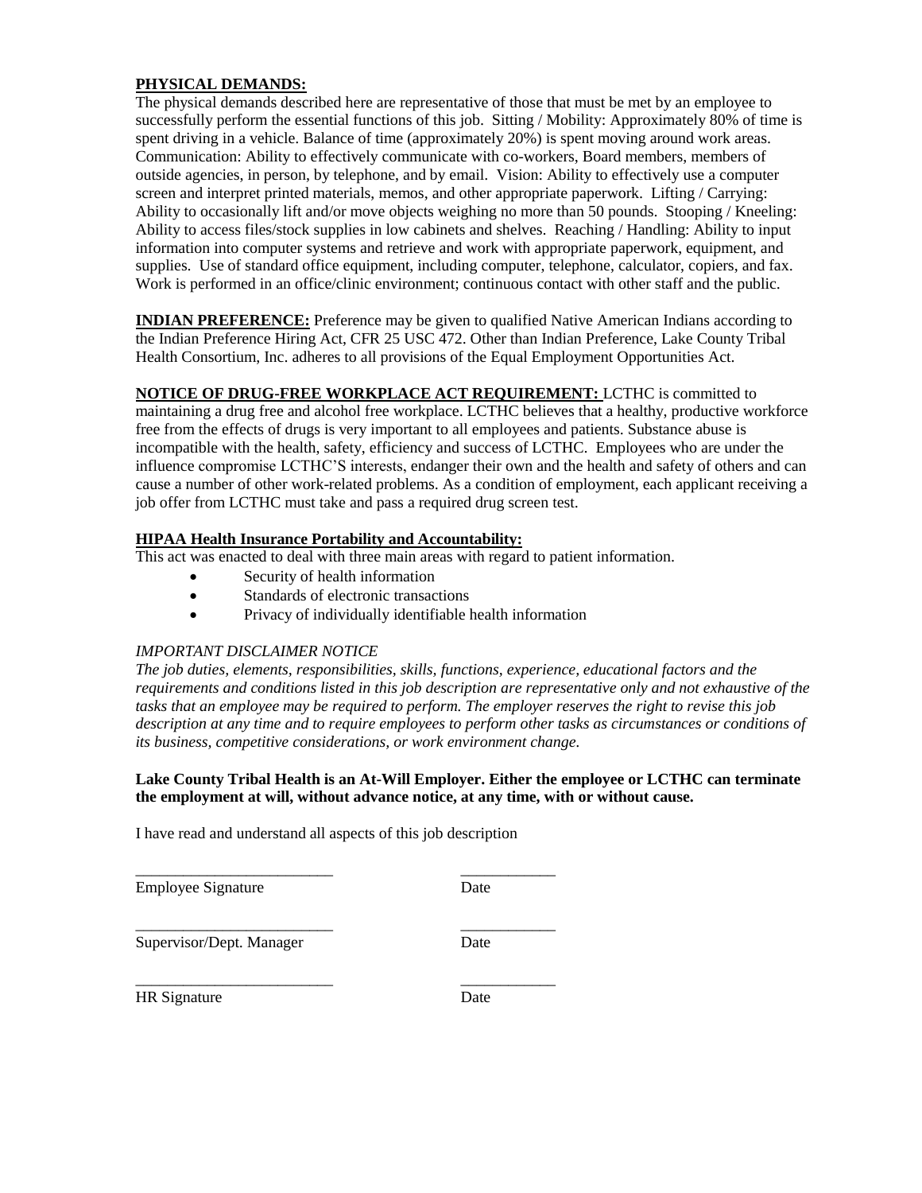**PHYSICAL DEMANDS:**
The physical demands described here are representative of those that must be met by an employee to successfully perform the essential functions of this job. Sitting / Mobility: Approximately 80% of time is spent driving in a vehicle. Balance of time (approximately 20%) is spent moving around work areas. Communication: Ability to effectively communicate with co-workers, Board members, members of outside agencies, in person, by telephone, and by email. Vision: Ability to effectively use a computer screen and interpret printed materials, memos, and other appropriate paperwork. Lifting / Carrying: Ability to occasionally lift and/or move objects weighing no more than 50 pounds. Stooping / Kneeling: Ability to access files/stock supplies in low cabinets and shelves. Reaching / Handling: Ability to input information into computer systems and retrieve and work with appropriate paperwork, equipment, and supplies. Use of standard office equipment, including computer, telephone, calculator, copiers, and fax. Work is performed in an office/clinic environment; continuous contact with other staff and the public.

**INDIAN PREFERENCE:** Preference may be given to qualified Native American Indians according to the Indian Preference Hiring Act, CFR 25 USC 472. Other than Indian Preference, Lake County Tribal Health Consortium, Inc. adheres to all provisions of the Equal Employment Opportunities Act.

**NOTICE OF DRUG-FREE WORKPLACE ACT REQUIREMENT:** LCTHC is committed to maintaining a drug free and alcohol free workplace. LCTHC believes that a healthy, productive workforce free from the effects of drugs is very important to all employees and patients. Substance abuse is incompatible with the health, safety, efficiency and success of LCTHC. Employees who are under the influence compromise LCTHC'S interests, endanger their own and the health and safety of others and can cause a number of other work-related problems. As a condition of employment, each applicant receiving a job offer from LCTHC must take and pass a required drug screen test.

**HIPAA Health Insurance Portability and Accountability:**
This act was enacted to deal with three main areas with regard to patient information.

- Security of health information
- Standards of electronic transactions
- Privacy of individually identifiable health information

*IMPORTANT DISCLAIMER NOTICE*
*The job duties, elements, responsibilities, skills, functions, experience, educational factors and the requirements and conditions listed in this job description are representative only and not exhaustive of the tasks that an employee may be required to perform. The employer reserves the right to revise this job description at any time and to require employees to perform other tasks as circumstances or conditions of its business, competitive considerations, or work environment change.*

**Lake County Tribal Health is an At-Will Employer. Either the employee or LCTHC can terminate the employment at will, without advance notice, at any time, with or without cause.**

I have read and understand all aspects of this job description

_________________________ ____________
Employee Signature Date

_________________________ ____________
Supervisor/Dept. Manager Date

_________________________ ____________
HR Signature Date